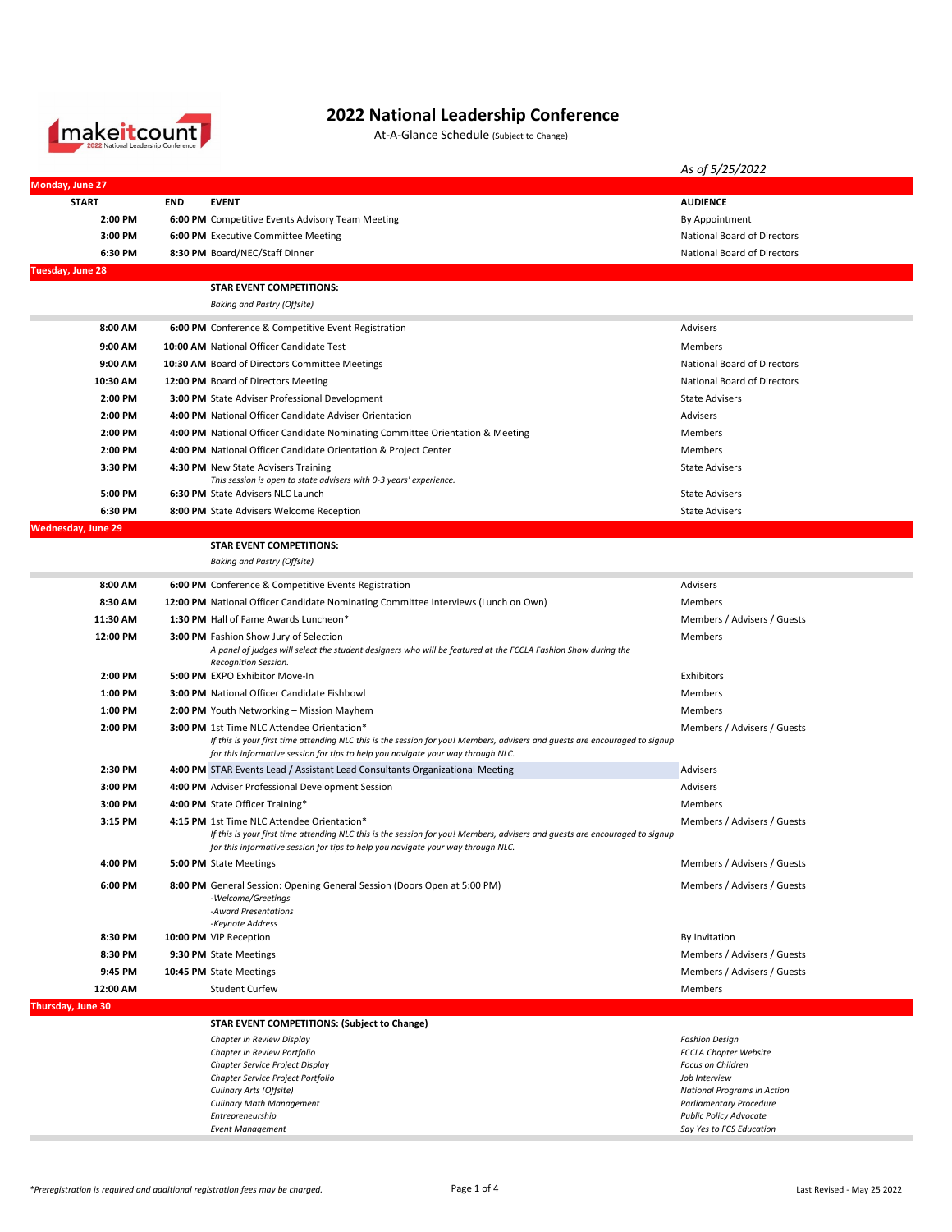# 2022 National Leadership Conference

At-A-Glance Schedule (Subject to Change)

*As of 5/25/2022*

## Monday, June 27

| START | END | EVENT | AUDIENCE |
|---|---|---|---|
| 2:00 PM | 6:00 PM | Competitive Events Advisory Team Meeting | By Appointment |
| 3:00 PM | 6:00 PM | Executive Committee Meeting | National Board of Directors |
| 6:30 PM | 8:30 PM | Board/NEC/Staff Dinner | National Board of Directors |

## Tuesday, June 28

**STAR EVENT COMPETITIONS:**

*Baking and Pastry (Offsite)*

| START | END | EVENT | AUDIENCE |
|---|---|---|---|
| 8:00 AM | 6:00 PM | Conference & Competitive Event Registration | Advisers |
| 9:00 AM | 10:00 AM | National Officer Candidate Test | Members |
| 9:00 AM | 10:30 AM | Board of Directors Committee Meetings | National Board of Directors |
| 10:30 AM | 12:00 PM | Board of Directors Meeting | National Board of Directors |
| 2:00 PM | 3:00 PM | State Adviser Professional Development | State Advisers |
| 2:00 PM | 4:00 PM | National Officer Candidate Adviser Orientation | Advisers |
| 2:00 PM | 4:00 PM | National Officer Candidate Nominating Committee Orientation & Meeting | Members |
| 2:00 PM | 4:00 PM | National Officer Candidate Orientation & Project Center | Members |
| 3:30 PM | 4:30 PM | New State Advisers Training<br>*This session is open to state advisers with 0-3 years' experience.* | State Advisers |
| 5:00 PM | 6:30 PM | State Advisers NLC Launch | State Advisers |
| 6:30 PM | 8:00 PM | State Advisers Welcome Reception | State Advisers |

## Wednesday, June 29

**STAR EVENT COMPETITIONS:**

*Baking and Pastry (Offsite)*

| START | END | EVENT | AUDIENCE |
|---|---|---|---|
| 8:00 AM | 6:00 PM | Conference & Competitive Events Registration | Advisers |
| 8:30 AM | 12:00 PM | National Officer Candidate Nominating Committee Interviews (Lunch on Own) | Members |
| 11:30 AM | 1:30 PM | Hall of Fame Awards Luncheon* | Members / Advisers / Guests |
| 12:00 PM | 3:00 PM | Fashion Show Jury of Selection<br>*A panel of judges will select the student designers who will be featured at the FCCLA Fashion Show during the Recognition Session.* | Members |
| 2:00 PM | 5:00 PM | EXPO Exhibitor Move-In | Exhibitors |
| 1:00 PM | 3:00 PM | National Officer Candidate Fishbowl | Members |
| 1:00 PM | 2:00 PM | Youth Networking – Mission Mayhem | Members |
| 2:00 PM | 3:00 PM | 1st Time NLC Attendee Orientation*<br>*If this is your first time attending NLC this is the session for you! Members, advisers and guests are encouraged to signup for this informative session for tips to help you navigate your way through NLC.* | Members / Advisers / Guests |
| 2:30 PM | 4:00 PM | STAR Events Lead / Assistant Lead Consultants Organizational Meeting | Advisers |
| 3:00 PM | 4:00 PM | Adviser Professional Development Session | Advisers |
| 3:00 PM | 4:00 PM | State Officer Training* | Members |
| 3:15 PM | 4:15 PM | 1st Time NLC Attendee Orientation*<br>*If this is your first time attending NLC this is the session for you! Members, advisers and guests are encouraged to signup for this informative session for tips to help you navigate your way through NLC.* | Members / Advisers / Guests |
| 4:00 PM | 5:00 PM | State Meetings | Members / Advisers / Guests |
| 6:00 PM | 8:00 PM | General Session: Opening General Session (Doors Open at 5:00 PM)<br>*-Welcome/Greetings*<br>*-Award Presentations*<br>*-Keynote Address* | Members / Advisers / Guests |
| 8:30 PM | 10:00 PM | VIP Reception | By Invitation |
| 8:30 PM | 9:30 PM | State Meetings | Members / Advisers / Guests |
| 9:45 PM | 10:45 PM | State Meetings | Members / Advisers / Guests |
| 12:00 AM | | Student Curfew | Members |

## Thursday, June 30

**STAR EVENT COMPETITIONS: (Subject to Change)**

*Chapter in Review Display*
*Chapter in Review Portfolio*
*Chapter Service Project Display*
*Chapter Service Project Portfolio*
*Culinary Arts (Offsite)*
*Culinary Math Management*
*Entrepreneurship*
*Event Management*
*Fashion Design*
*FCCLA Chapter Website*
*Focus on Children*
*Job Interview*
*National Programs in Action*
*Parliamentary Procedure*
*Public Policy Advocate*
*Say Yes to FCS Education*

*\*Preregistration is required and additional registration fees may be charged.*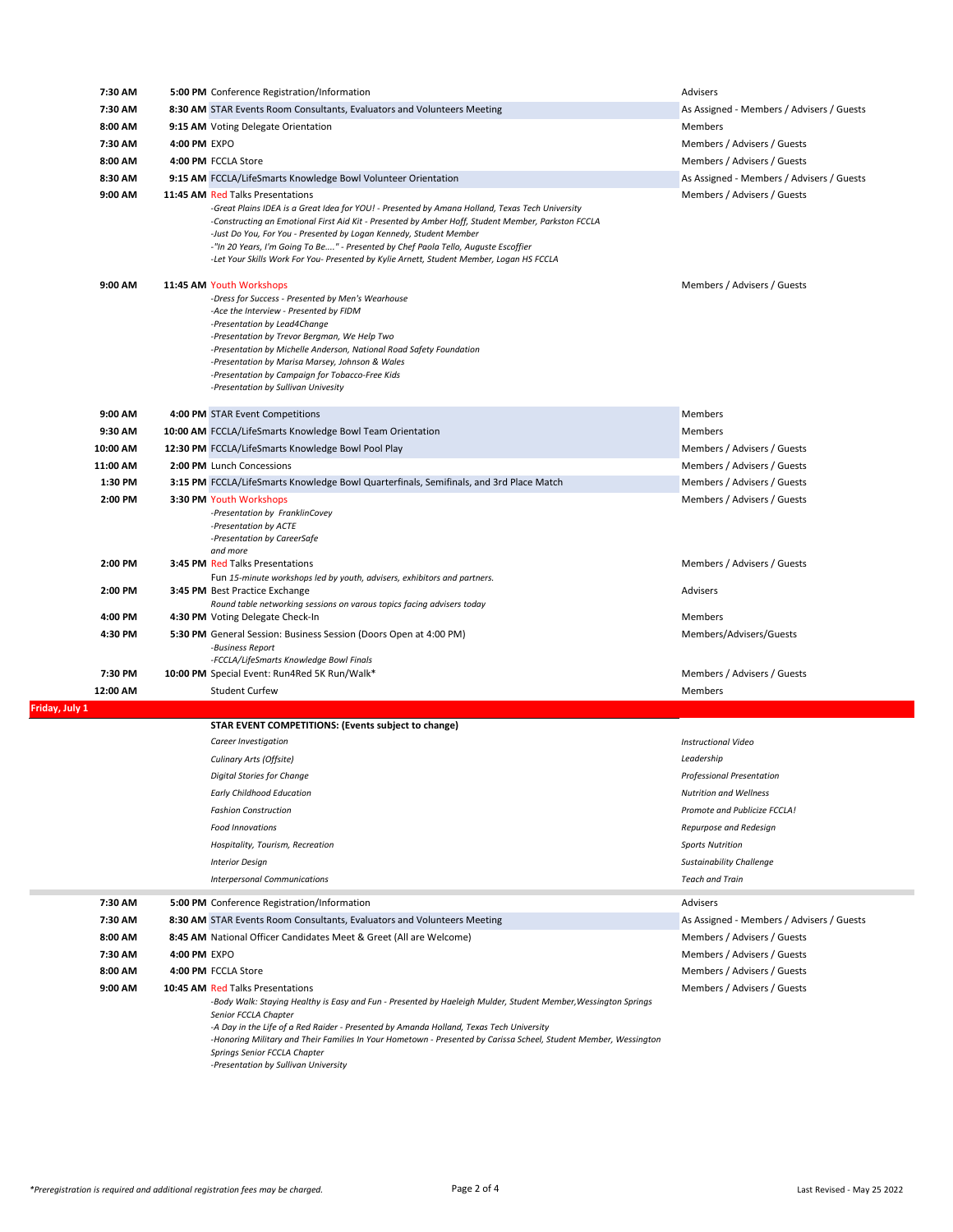| Start | End | Event | Audience |
|---|---|---|---|
| 7:30 AM | 5:00 PM | Conference Registration/Information | Advisers |
| 7:30 AM | 8:30 AM | STAR Events Room Consultants, Evaluators and Volunteers Meeting | As Assigned - Members / Advisers / Guests |
| 8:00 AM | 9:15 AM | Voting Delegate Orientation | Members |
| 7:30 AM | 4:00 PM | EXPO | Members / Advisers / Guests |
| 8:00 AM | 4:00 PM | FCCLA Store | Members / Advisers / Guests |
| 8:30 AM | 9:15 AM | FCCLA/LifeSmarts Knowledge Bowl Volunteer Orientation | As Assigned - Members / Advisers / Guests |
| 9:00 AM | 11:45 AM | Red Talks Presentations<br>*-Great Plains IDEA is a Great Idea for YOU! - Presented by Amana Holland, Texas Tech University*<br>*-Constructing an Emotional First Aid Kit - Presented by Amber Hoff, Student Member, Parkston FCCLA*<br>*-Just Do You, For You - Presented by Logan Kennedy, Student Member*<br>*-"In 20 Years, I'm Going To Be...." - Presented by Chef Paola Tello, Auguste Escoffier*<br>*-Let Your Skills Work For You- Presented by Kylie Arnett, Student Member, Logan HS FCCLA* | Members / Advisers / Guests |
| 9:00 AM | 11:45 AM | Youth Workshops<br>*-Dress for Success - Presented by Men's Wearhouse*<br>*-Ace the Interview - Presented by FIDM*<br>*-Presentation by Lead4Change*<br>*-Presentation by Trevor Bergman, We Help Two*<br>*-Presentation by Michelle Anderson, National Road Safety Foundation*<br>*-Presentation by Marisa Marsey, Johnson & Wales*<br>*-Presentation by Campaign for Tobacco-Free Kids*<br>*-Presentation by Sullivan Univesity* | Members / Advisers / Guests |
| 9:00 AM | 4:00 PM | STAR Event Competitions | Members |
| 9:30 AM | 10:00 AM | FCCLA/LifeSmarts Knowledge Bowl Team Orientation | Members |
| 10:00 AM | 12:30 PM | FCCLA/LifeSmarts Knowledge Bowl Pool Play | Members / Advisers / Guests |
| 11:00 AM | 2:00 PM | Lunch Concessions | Members / Advisers / Guests |
| 1:30 PM | 3:15 PM | FCCLA/LifeSmarts Knowledge Bowl Quarterfinals, Semifinals, and 3rd Place Match | Members / Advisers / Guests |
| 2:00 PM | 3:30 PM | Youth Workshops<br>*-Presentation by FranklinCovey*<br>*-Presentation by ACTE*<br>*-Presentation by CareerSafe*<br>*and more* | Members / Advisers / Guests |
| 2:00 PM | 3:45 PM | Red Talks Presentations<br>Fun *15-minute workshops led by youth, advisers, exhibitors and partners.* | Members / Advisers / Guests |
| 2:00 PM | 3:45 PM | Best Practice Exchange<br>*Round table networking sessions on varous topics facing advisers today* | Advisers |
| 4:00 PM | 4:30 PM | Voting Delegate Check-In | Members |
| 4:30 PM | 5:30 PM | General Session: Business Session (Doors Open at 4:00 PM)<br>*-Business Report*<br>*-FCCLA/LifeSmarts Knowledge Bowl Finals* | Members/Advisers/Guests |
| 7:30 PM | 10:00 PM | Special Event: Run4Red 5K Run/Walk* | Members / Advisers / Guests |
| 12:00 AM | | Student Curfew | Members |

## Friday, July 1

**STAR EVENT COMPETITIONS: (Events subject to change)**

| | |
|---|---|
| *Career Investigation* | *Instructional Video* |
| *Culinary Arts (Offsite)* | *Leadership* |
| *Digital Stories for Change* | *Professional Presentation* |
| *Early Childhood Education* | *Nutrition and Wellness* |
| *Fashion Construction* | *Promote and Publicize FCCLA!* |
| *Food Innovations* | *Repurpose and Redesign* |
| *Hospitality, Tourism, Recreation* | *Sports Nutrition* |
| *Interior Design* | *Sustainability Challenge* |
| *Interpersonal Communications* | *Teach and Train* |

| Start | End | Event | Audience |
|---|---|---|---|
| 7:30 AM | 5:00 PM | Conference Registration/Information | Advisers |
| 7:30 AM | 8:30 AM | STAR Events Room Consultants, Evaluators and Volunteers Meeting | As Assigned - Members / Advisers / Guests |
| 8:00 AM | 8:45 AM | National Officer Candidates Meet & Greet (All are Welcome) | Members / Advisers / Guests |
| 7:30 AM | 4:00 PM | EXPO | Members / Advisers / Guests |
| 8:00 AM | 4:00 PM | FCCLA Store | Members / Advisers / Guests |
| 9:00 AM | 10:45 AM | Red Talks Presentations<br>*-Body Walk: Staying Healthy is Easy and Fun - Presented by Haeleigh Mulder, Student Member,Wessington Springs Senior FCCLA Chapter*<br>*-A Day in the Life of a Red Raider - Presented by Amanda Holland, Texas Tech University*<br>*-Honoring Military and Their Families In Your Hometown - Presented by Carissa Scheel, Student Member, Wessington Springs Senior FCCLA Chapter*<br>*-Presentation by Sullivan University* | Members / Advisers / Guests |

*Preregistration is required and additional registration fees may be charged.

Last Revised - May 25 2022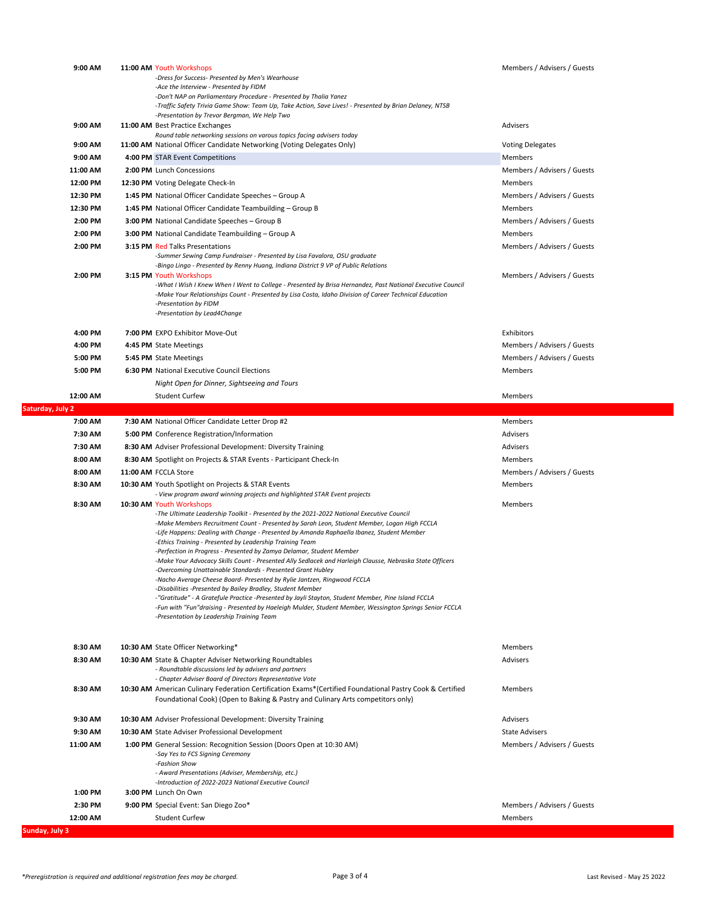| Start | End | Event | Audience |
|---|---|---|---|
| 9:00 AM | 11:00 AM | Youth Workshops<br>*-Dress for Success- Presented by Men's Wearhouse*<br>*-Ace the Interview - Presented by FIDM*<br>*-Don't NAP on Parliamentary Procedure - Presented by Thalia Yanez*<br>*-Traffic Safety Trivia Game Show: Team Up, Take Action, Save Lives! - Presented by Brian Delaney, NTSB*<br>*-Presentation by Trevor Bergman, We Help Two* | Members / Advisers / Guests |
| 9:00 AM | 11:00 AM | Best Practice Exchanges<br>*Round table networking sessions on varous topics facing advisers today* | Advisers |
| 9:00 AM | 11:00 AM | National Officer Candidate Networking (Voting Delegates Only) | Voting Delegates |
| 9:00 AM | 4:00 PM | STAR Event Competitions | Members |
| 11:00 AM | 2:00 PM | Lunch Concessions | Members / Advisers / Guests |
| 12:00 PM | 12:30 PM | Voting Delegate Check-In | Members |
| 12:30 PM | 1:45 PM | National Officer Candidate Speeches – Group A | Members / Advisers / Guests |
| 12:30 PM | 1:45 PM | National Officer Candidate Teambuilding – Group B | Members |
| 2:00 PM | 3:00 PM | National Candidate Speeches – Group B | Members / Advisers / Guests |
| 2:00 PM | 3:00 PM | National Candidate Teambuilding – Group A | Members |
| 2:00 PM | 3:15 PM | Red Talks Presentations<br>*-Summer Sewing Camp Fundraiser - Presented by Lisa Favalora, OSU graduate*<br>*-Bingo Lingo - Presented by Renny Huang, Indiana District 9 VP of Public Relations* | Members / Advisers / Guests |
| 2:00 PM | 3:15 PM | Youth Workshops<br>*-What I Wish I Knew When I Went to College - Presented by Brisa Hernandez, Past National Executive Council*<br>*-Make Your Relationships Count - Presented by Lisa Costa, Idaho Division of Career Technical Education*<br>*-Presentation by FIDM*<br>*-Presentation by Lead4Change* | Members / Advisers / Guests |
| 4:00 PM | 7:00 PM | EXPO Exhibitor Move-Out | Exhibitors |
| 4:00 PM | 4:45 PM | State Meetings | Members / Advisers / Guests |
| 5:00 PM | 5:45 PM | State Meetings | Members / Advisers / Guests |
| 5:00 PM | 6:30 PM | National Executive Council Elections | Members |
| | | *Night Open for Dinner, Sightseeing and Tours* | |
| 12:00 AM | | Student Curfew | Members |

**Saturday, July 2**

| Start | End | Event | Audience |
|---|---|---|---|
| 7:00 AM | 7:30 AM | National Officer Candidate Letter Drop #2 | Members |
| 7:30 AM | 5:00 PM | Conference Registration/Information | Advisers |
| 7:30 AM | 8:30 AM | Adviser Professional Development: Diversity Training | Advisers |
| 8:00 AM | 8:30 AM | Spotlight on Projects & STAR Events - Participant Check-In | Members |
| 8:00 AM | 11:00 AM | FCCLA Store | Members / Advisers / Guests |
| 8:30 AM | 10:30 AM | Youth Spotlight on Projects & STAR Events<br>*- View program award winning projects and highlighted STAR Event projects* | Members |
| 8:30 AM | 10:30 AM | Youth Workshops<br>*-The Ultimate Leadership Toolkit - Presented by the 2021-2022 National Executive Council*<br>*-Make Members Recruitment Count - Presented by Sarah Leon, Student Member, Logan High FCCLA*<br>*-Life Happens: Dealing with Change - Presented by Amanda Raphaella Ibanez, Student Member*<br>*-Ethics Training - Presented by Leadership Training Team*<br>*-Perfection in Progress - Presented by Zamya Delamar, Student Member*<br>*-Make Your Advocacy Skills Count - Presented Ally Sedlacek and Harleigh Clausse, Nebraska State Officers*<br>*-Overcoming Unattainable Standards - Presented Grant Hubley*<br>*-Nacho Average Cheese Board- Presented by Rylie Jantzen, Ringwood FCCLA*<br>*-Disabilities -Presented by Bailey Bradley, Student Member*<br>*-"Gratitude" - A Gratefule Practice -Presented by Jayli Stayton, Student Member, Pine Island FCCLA*<br>*-Fun with "Fun"draising - Presented by Haeleigh Mulder, Student Member, Wessington Springs Senior FCCLA*<br>*-Presentation by Leadership Training Team* | Members |
| 8:30 AM | 10:30 AM | State Officer Networking* | Members |
| 8:30 AM | 10:30 AM | State & Chapter Adviser Networking Roundtables<br>*- Roundtable discussions led by advisers and partners*<br>*- Chapter Adviser Board of Directors Representative Vote* | Advisers |
| 8:30 AM | 10:30 AM | American Culinary Federation Certification Exams*(Certified Foundational Pastry Cook & Certified Foundational Cook) (Open to Baking & Pastry and Culinary Arts competitors only) | Members |
| 9:30 AM | 10:30 AM | Adviser Professional Development: Diversity Training | Advisers |
| 9:30 AM | 10:30 AM | State Adviser Professional Development | State Advisers |
| 11:00 AM | 1:00 PM | General Session: Recognition Session (Doors Open at 10:30 AM)<br>*-Say Yes to FCS Signing Ceremony*<br>*-Fashion Show*<br>*- Award Presentations (Adviser, Membership, etc.)*<br>*-Introduction of 2022-2023 National Executive Council* | Members / Advisers / Guests |
| 1:00 PM | 3:00 PM | Lunch On Own | |
| 2:30 PM | 9:00 PM | Special Event: San Diego Zoo* | Members / Advisers / Guests |
| 12:00 AM | | Student Curfew | Members |

**Sunday, July 3**

*Preregistration is required and additional registration fees may be charged.

Last Revised - May 25 2022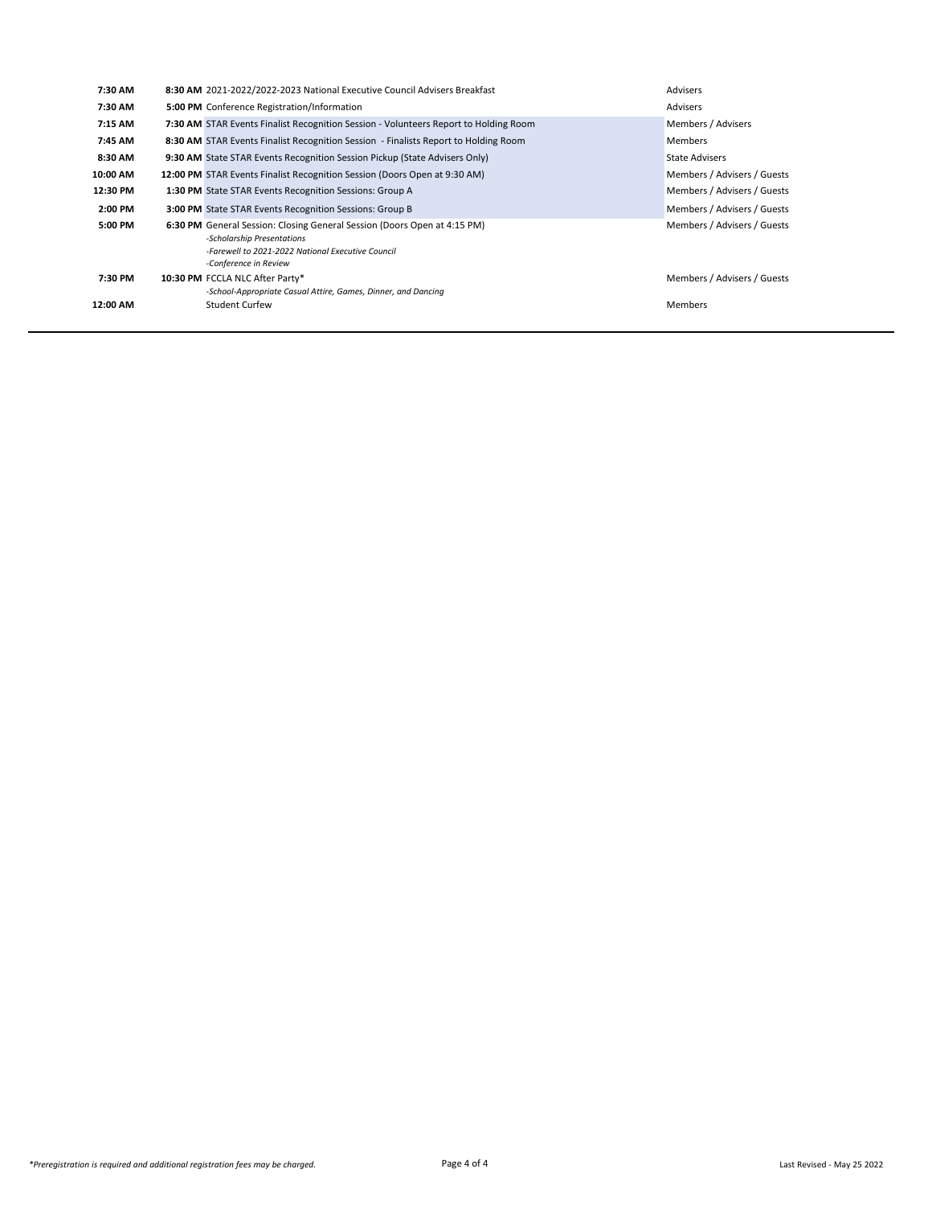| | | | |
|---|---|---|---|
| **7:30 AM** | **8:30 AM** | 2021-2022/2022-2023 National Executive Council Advisers Breakfast | Advisers |
| **7:30 AM** | **5:00 PM** | Conference Registration/Information | Advisers |
| **7:15 AM** | **7:30 AM** | STAR Events Finalist Recognition Session - Volunteers Report to Holding Room | Members / Advisers |
| **7:45 AM** | **8:30 AM** | STAR Events Finalist Recognition Session - Finalists Report to Holding Room | Members |
| **8:30 AM** | **9:30 AM** | State STAR Events Recognition Session Pickup (State Advisers Only) | State Advisers |
| **10:00 AM** | **12:00 PM** | STAR Events Finalist Recognition Session (Doors Open at 9:30 AM) | Members / Advisers / Guests |
| **12:30 PM** | **1:30 PM** | State STAR Events Recognition Sessions: Group A | Members / Advisers / Guests |
| **2:00 PM** | **3:00 PM** | State STAR Events Recognition Sessions: Group B | Members / Advisers / Guests |
| **5:00 PM** | **6:30 PM** | General Session: Closing General Session (Doors Open at 4:15 PM)<br>*-Scholarship Presentations*<br>*-Farewell to 2021-2022 National Executive Council*<br>*-Conference in Review* | Members / Advisers / Guests |
| **7:30 PM** | **10:30 PM** | FCCLA NLC After Party*<br>*-School-Appropriate Casual Attire, Games, Dinner, and Dancing* | Members / Advisers / Guests |
| **12:00 AM** | | Student Curfew | Members |

*\*Preregistration is required and additional registration fees may be charged.*

Last Revised - May 25 2022